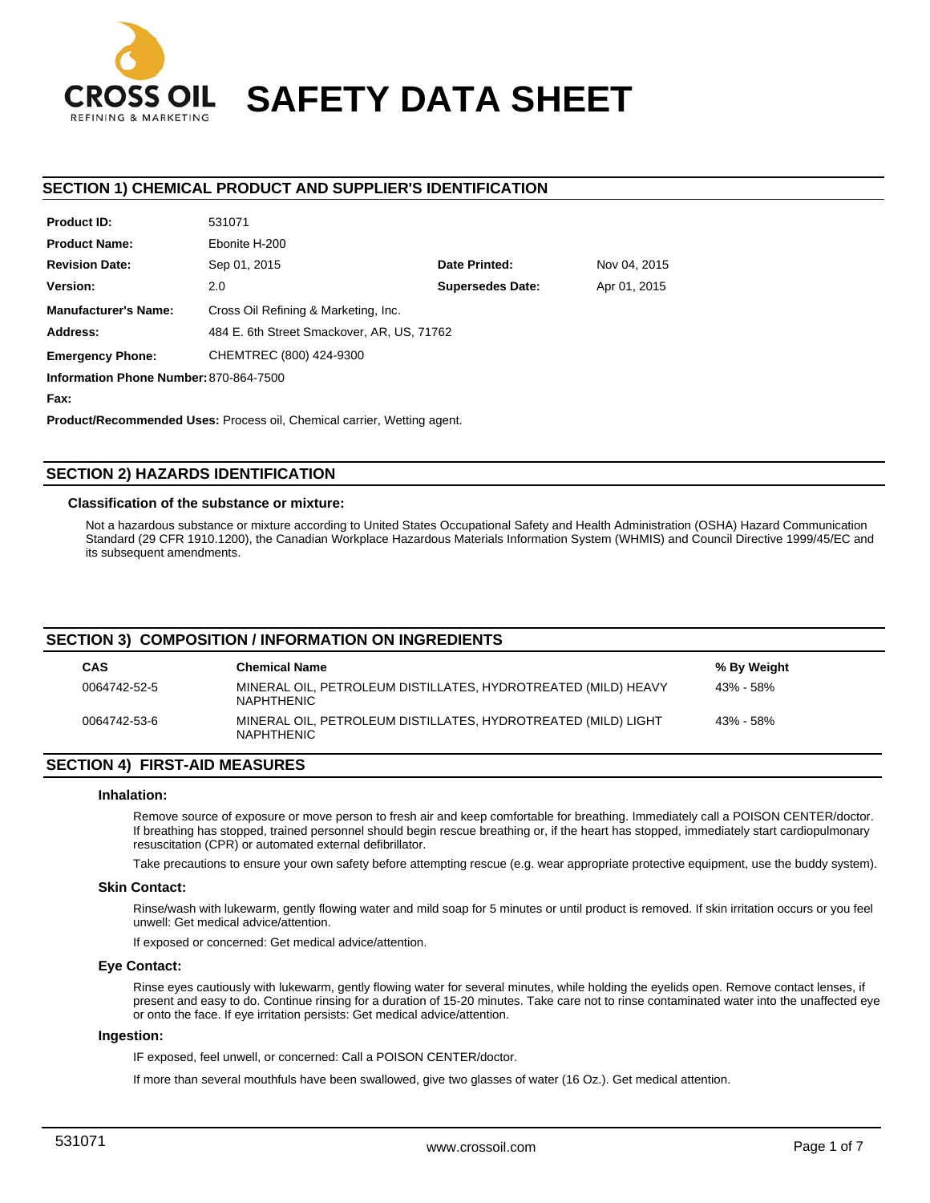CROSS OIL
REFINING & MARKETING

# SAFETY DATA SHEET

## SECTION 1) CHEMICAL PRODUCT AND SUPPLIER'S IDENTIFICATION

| | | | |
|---|---|---|---|
| **Product ID:** | 531071 | | |
| **Product Name:** | Ebonite H-200 | | |
| **Revision Date:** | Sep 01, 2015 | **Date Printed:** | Nov 04, 2015 |
| **Version:** | 2.0 | **Supersedes Date:** | Apr 01, 2015 |
| **Manufacturer's Name:** | Cross Oil Refining & Marketing, Inc. | | |
| **Address:** | 484 E. 6th Street Smackover, AR, US, 71762 | | |
| **Emergency Phone:** | CHEMTREC (800) 424-9300 | | |
| **Information Phone Number:** | 870-864-7500 | | |
| **Fax:** | | | |

**Product/Recommended Uses:** Process oil, Chemical carrier, Wetting agent.

## SECTION 2) HAZARDS IDENTIFICATION

### Classification of the substance or mixture:

Not a hazardous substance or mixture according to United States Occupational Safety and Health Administration (OSHA) Hazard Communication Standard (29 CFR 1910.1200), the Canadian Workplace Hazardous Materials Information System (WHMIS) and Council Directive 1999/45/EC and its subsequent amendments.

## SECTION 3) COMPOSITION / INFORMATION ON INGREDIENTS

| CAS | Chemical Name | % By Weight |
|---|---|---|
| 0064742-52-5 | MINERAL OIL, PETROLEUM DISTILLATES, HYDROTREATED (MILD) HEAVY NAPHTHENIC | 43% - 58% |
| 0064742-53-6 | MINERAL OIL, PETROLEUM DISTILLATES, HYDROTREATED (MILD) LIGHT NAPHTHENIC | 43% - 58% |

## SECTION 4) FIRST-AID MEASURES

### Inhalation:

Remove source of exposure or move person to fresh air and keep comfortable for breathing. Immediately call a POISON CENTER/doctor. If breathing has stopped, trained personnel should begin rescue breathing or, if the heart has stopped, immediately start cardiopulmonary resuscitation (CPR) or automated external defibrillator.

Take precautions to ensure your own safety before attempting rescue (e.g. wear appropriate protective equipment, use the buddy system).

### Skin Contact:

Rinse/wash with lukewarm, gently flowing water and mild soap for 5 minutes or until product is removed. If skin irritation occurs or you feel unwell: Get medical advice/attention.

If exposed or concerned: Get medical advice/attention.

### Eye Contact:

Rinse eyes cautiously with lukewarm, gently flowing water for several minutes, while holding the eyelids open. Remove contact lenses, if present and easy to do. Continue rinsing for a duration of 15-20 minutes. Take care not to rinse contaminated water into the unaffected eye or onto the face. If eye irritation persists: Get medical advice/attention.

### Ingestion:

IF exposed, feel unwell, or concerned: Call a POISON CENTER/doctor.

If more than several mouthfuls have been swallowed, give two glasses of water (16 Oz.). Get medical attention.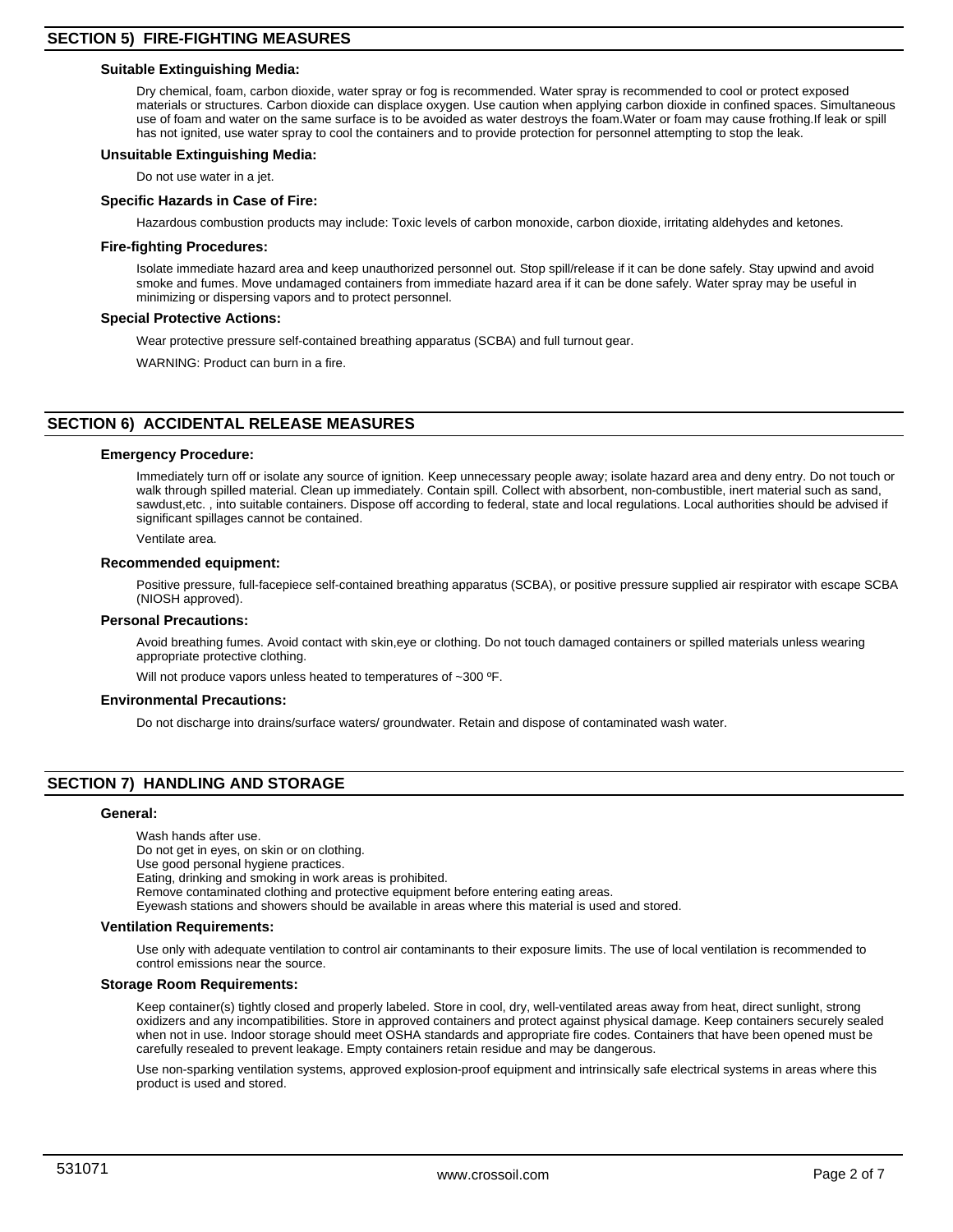## SECTION 5) FIRE-FIGHTING MEASURES

### Suitable Extinguishing Media:

Dry chemical, foam, carbon dioxide, water spray or fog is recommended. Water spray is recommended to cool or protect exposed materials or structures. Carbon dioxide can displace oxygen. Use caution when applying carbon dioxide in confined spaces. Simultaneous use of foam and water on the same surface is to be avoided as water destroys the foam.Water or foam may cause frothing.If leak or spill has not ignited, use water spray to cool the containers and to provide protection for personnel attempting to stop the leak.

### Unsuitable Extinguishing Media:

Do not use water in a jet.

### Specific Hazards in Case of Fire:

Hazardous combustion products may include: Toxic levels of carbon monoxide, carbon dioxide, irritating aldehydes and ketones.

### Fire-fighting Procedures:

Isolate immediate hazard area and keep unauthorized personnel out. Stop spill/release if it can be done safely. Stay upwind and avoid smoke and fumes. Move undamaged containers from immediate hazard area if it can be done safely. Water spray may be useful in minimizing or dispersing vapors and to protect personnel.

### Special Protective Actions:

Wear protective pressure self-contained breathing apparatus (SCBA) and full turnout gear.

WARNING: Product can burn in a fire.

## SECTION 6) ACCIDENTAL RELEASE MEASURES

### Emergency Procedure:

Immediately turn off or isolate any source of ignition. Keep unnecessary people away; isolate hazard area and deny entry. Do not touch or walk through spilled material. Clean up immediately. Contain spill. Collect with absorbent, non-combustible, inert material such as sand, sawdust,etc. , into suitable containers. Dispose off according to federal, state and local regulations. Local authorities should be advised if significant spillages cannot be contained.

Ventilate area.

### Recommended equipment:

Positive pressure, full-facepiece self-contained breathing apparatus (SCBA), or positive pressure supplied air respirator with escape SCBA (NIOSH approved).

### Personal Precautions:

Avoid breathing fumes. Avoid contact with skin,eye or clothing. Do not touch damaged containers or spilled materials unless wearing appropriate protective clothing.

Will not produce vapors unless heated to temperatures of ~300 ºF.

### Environmental Precautions:

Do not discharge into drains/surface waters/ groundwater. Retain and dispose of contaminated wash water.

## SECTION 7) HANDLING AND STORAGE

### General:

Wash hands after use.
Do not get in eyes, on skin or on clothing.
Use good personal hygiene practices.
Eating, drinking and smoking in work areas is prohibited.
Remove contaminated clothing and protective equipment before entering eating areas.
Eyewash stations and showers should be available in areas where this material is used and stored.

### Ventilation Requirements:

Use only with adequate ventilation to control air contaminants to their exposure limits. The use of local ventilation is recommended to control emissions near the source.

### Storage Room Requirements:

Keep container(s) tightly closed and properly labeled. Store in cool, dry, well-ventilated areas away from heat, direct sunlight, strong oxidizers and any incompatibilities. Store in approved containers and protect against physical damage. Keep containers securely sealed when not in use. Indoor storage should meet OSHA standards and appropriate fire codes. Containers that have been opened must be carefully resealed to prevent leakage. Empty containers retain residue and may be dangerous.

Use non-sparking ventilation systems, approved explosion-proof equipment and intrinsically safe electrical systems in areas where this product is used and stored.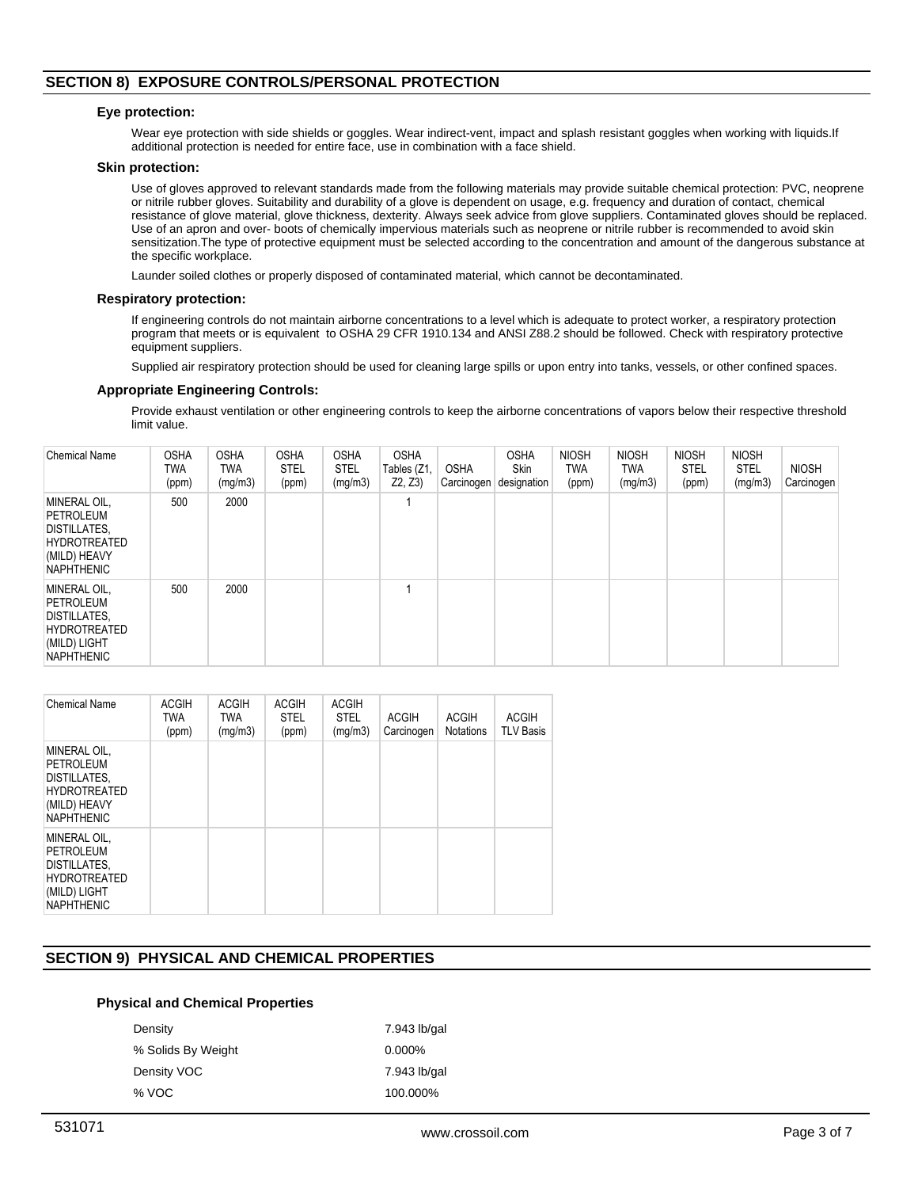## SECTION 8) EXPOSURE CONTROLS/PERSONAL PROTECTION

### Eye protection:

Wear eye protection with side shields or goggles. Wear indirect-vent, impact and splash resistant goggles when working with liquids.If additional protection is needed for entire face, use in combination with a face shield.

### Skin protection:

Use of gloves approved to relevant standards made from the following materials may provide suitable chemical protection: PVC, neoprene or nitrile rubber gloves. Suitability and durability of a glove is dependent on usage, e.g. frequency and duration of contact, chemical resistance of glove material, glove thickness, dexterity. Always seek advice from glove suppliers. Contaminated gloves should be replaced. Use of an apron and over- boots of chemically impervious materials such as neoprene or nitrile rubber is recommended to avoid skin sensitization.The type of protective equipment must be selected according to the concentration and amount of the dangerous substance at the specific workplace.

Launder soiled clothes or properly disposed of contaminated material, which cannot be decontaminated.

### Respiratory protection:

If engineering controls do not maintain airborne concentrations to a level which is adequate to protect worker, a respiratory protection program that meets or is equivalent to OSHA 29 CFR 1910.134 and ANSI Z88.2 should be followed. Check with respiratory protective equipment suppliers.

Supplied air respiratory protection should be used for cleaning large spills or upon entry into tanks, vessels, or other confined spaces.

### Appropriate Engineering Controls:

Provide exhaust ventilation or other engineering controls to keep the airborne concentrations of vapors below their respective threshold limit value.

| Chemical Name | OSHA TWA (ppm) | OSHA TWA (mg/m3) | OSHA STEL (ppm) | OSHA STEL (mg/m3) | OSHA Tables (Z1, Z2, Z3) | OSHA Carcinogen | OSHA Skin designation | NIOSH TWA (ppm) | NIOSH TWA (mg/m3) | NIOSH STEL (ppm) | NIOSH STEL (mg/m3) | NIOSH Carcinogen |
|---|---|---|---|---|---|---|---|---|---|---|---|---|
| MINERAL OIL, PETROLEUM DISTILLATES, HYDROTREATED (MILD) HEAVY NAPHTHENIC | 500 | 2000 | | | 1 | | | | | | | |
| MINERAL OIL, PETROLEUM DISTILLATES, HYDROTREATED (MILD) LIGHT NAPHTHENIC | 500 | 2000 | | | 1 | | | | | | | |

| Chemical Name | ACGIH TWA (ppm) | ACGIH TWA (mg/m3) | ACGIH STEL (ppm) | ACGIH STEL (mg/m3) | ACGIH Carcinogen | ACGIH Notations | ACGIH TLV Basis |
|---|---|---|---|---|---|---|---|
| MINERAL OIL, PETROLEUM DISTILLATES, HYDROTREATED (MILD) HEAVY NAPHTHENIC | | | | | | | |
| MINERAL OIL, PETROLEUM DISTILLATES, HYDROTREATED (MILD) LIGHT NAPHTHENIC | | | | | | | |

## SECTION 9) PHYSICAL AND CHEMICAL PROPERTIES

### Physical and Chemical Properties

| | |
|---|---|
| Density | 7.943 lb/gal |
| % Solids By Weight | 0.000% |
| Density VOC | 7.943 lb/gal |
| % VOC | 100.000% |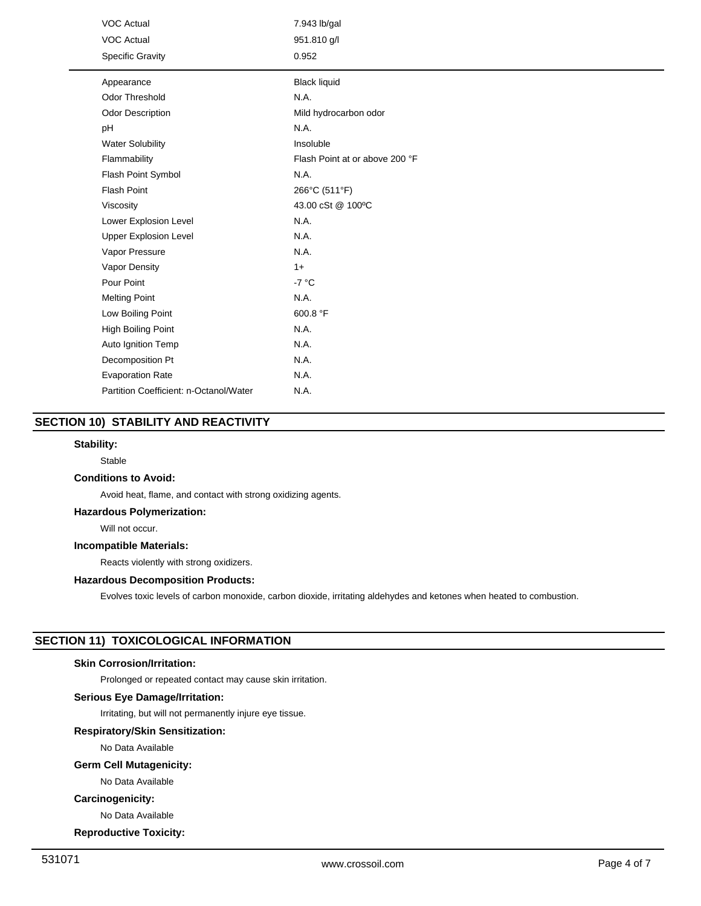| | |
|---|---|
| VOC Actual | 7.943 lb/gal |
| VOC Actual | 951.810 g/l |
| Specific Gravity | 0.952 |

| | |
|---|---|
| Appearance | Black liquid |
| Odor Threshold | N.A. |
| Odor Description | Mild hydrocarbon odor |
| pH | N.A. |
| Water Solubility | Insoluble |
| Flammability | Flash Point at or above 200 °F |
| Flash Point Symbol | N.A. |
| Flash Point | 266°C (511°F) |
| Viscosity | 43.00 cSt @ 100ºC |
| Lower Explosion Level | N.A. |
| Upper Explosion Level | N.A. |
| Vapor Pressure | N.A. |
| Vapor Density | 1+ |
| Pour Point | -7 °C |
| Melting Point | N.A. |
| Low Boiling Point | 600.8 °F |
| High Boiling Point | N.A. |
| Auto Ignition Temp | N.A. |
| Decomposition Pt | N.A. |
| Evaporation Rate | N.A. |
| Partition Coefficient: n-Octanol/Water | N.A. |

## SECTION 10) STABILITY AND REACTIVITY

**Stability:**

Stable

**Conditions to Avoid:**

Avoid heat, flame, and contact with strong oxidizing agents.

**Hazardous Polymerization:**

Will not occur.

**Incompatible Materials:**

Reacts violently with strong oxidizers.

**Hazardous Decomposition Products:**

Evolves toxic levels of carbon monoxide, carbon dioxide, irritating aldehydes and ketones when heated to combustion.

## SECTION 11) TOXICOLOGICAL INFORMATION

**Skin Corrosion/Irritation:**

Prolonged or repeated contact may cause skin irritation.

**Serious Eye Damage/Irritation:**

Irritating, but will not permanently injure eye tissue.

**Respiratory/Skin Sensitization:**

No Data Available

**Germ Cell Mutagenicity:**

No Data Available

**Carcinogenicity:**

No Data Available

**Reproductive Toxicity:**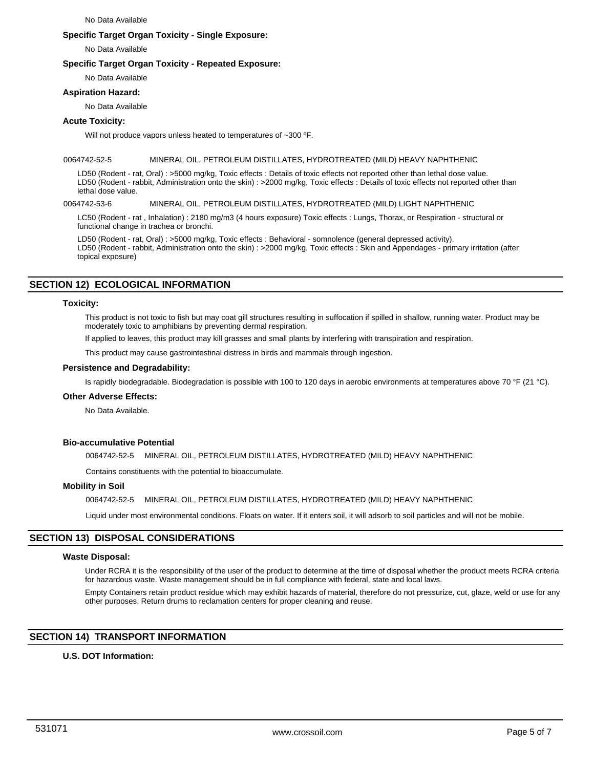No Data Available

**Specific Target Organ Toxicity - Single Exposure:**

No Data Available

**Specific Target Organ Toxicity - Repeated Exposure:**

No Data Available

**Aspiration Hazard:**

No Data Available

**Acute Toxicity:**

Will not produce vapors unless heated to temperatures of ~300 ºF.

0064742-52-5 MINERAL OIL, PETROLEUM DISTILLATES, HYDROTREATED (MILD) HEAVY NAPHTHENIC

LD50 (Rodent - rat, Oral) : >5000 mg/kg, Toxic effects : Details of toxic effects not reported other than lethal dose value.
LD50 (Rodent - rabbit, Administration onto the skin) : >2000 mg/kg, Toxic effects : Details of toxic effects not reported other than lethal dose value.

0064742-53-6 MINERAL OIL, PETROLEUM DISTILLATES, HYDROTREATED (MILD) LIGHT NAPHTHENIC

LC50 (Rodent - rat , Inhalation) : 2180 mg/m3 (4 hours exposure) Toxic effects : Lungs, Thorax, or Respiration - structural or functional change in trachea or bronchi.

LD50 (Rodent - rat, Oral) : >5000 mg/kg, Toxic effects : Behavioral - somnolence (general depressed activity).
LD50 (Rodent - rabbit, Administration onto the skin) : >2000 mg/kg, Toxic effects : Skin and Appendages - primary irritation (after topical exposure)

## SECTION 12) ECOLOGICAL INFORMATION

**Toxicity:**

This product is not toxic to fish but may coat gill structures resulting in suffocation if spilled in shallow, running water. Product may be moderately toxic to amphibians by preventing dermal respiration.

If applied to leaves, this product may kill grasses and small plants by interfering with transpiration and respiration.

This product may cause gastrointestinal distress in birds and mammals through ingestion.

**Persistence and Degradability:**

Is rapidly biodegradable. Biodegradation is possible with 100 to 120 days in aerobic environments at temperatures above 70 °F (21 °C).

**Other Adverse Effects:**

No Data Available.

**Bio-accumulative Potential**

0064742-52-5 MINERAL OIL, PETROLEUM DISTILLATES, HYDROTREATED (MILD) HEAVY NAPHTHENIC

Contains constituents with the potential to bioaccumulate.

**Mobility in Soil**

0064742-52-5 MINERAL OIL, PETROLEUM DISTILLATES, HYDROTREATED (MILD) HEAVY NAPHTHENIC

Liquid under most environmental conditions. Floats on water. If it enters soil, it will adsorb to soil particles and will not be mobile.

## SECTION 13) DISPOSAL CONSIDERATIONS

**Waste Disposal:**

Under RCRA it is the responsibility of the user of the product to determine at the time of disposal whether the product meets RCRA criteria for hazardous waste. Waste management should be in full compliance with federal, state and local laws.

Empty Containers retain product residue which may exhibit hazards of material, therefore do not pressurize, cut, glaze, weld or use for any other purposes. Return drums to reclamation centers for proper cleaning and reuse.

## SECTION 14) TRANSPORT INFORMATION

**U.S. DOT Information:**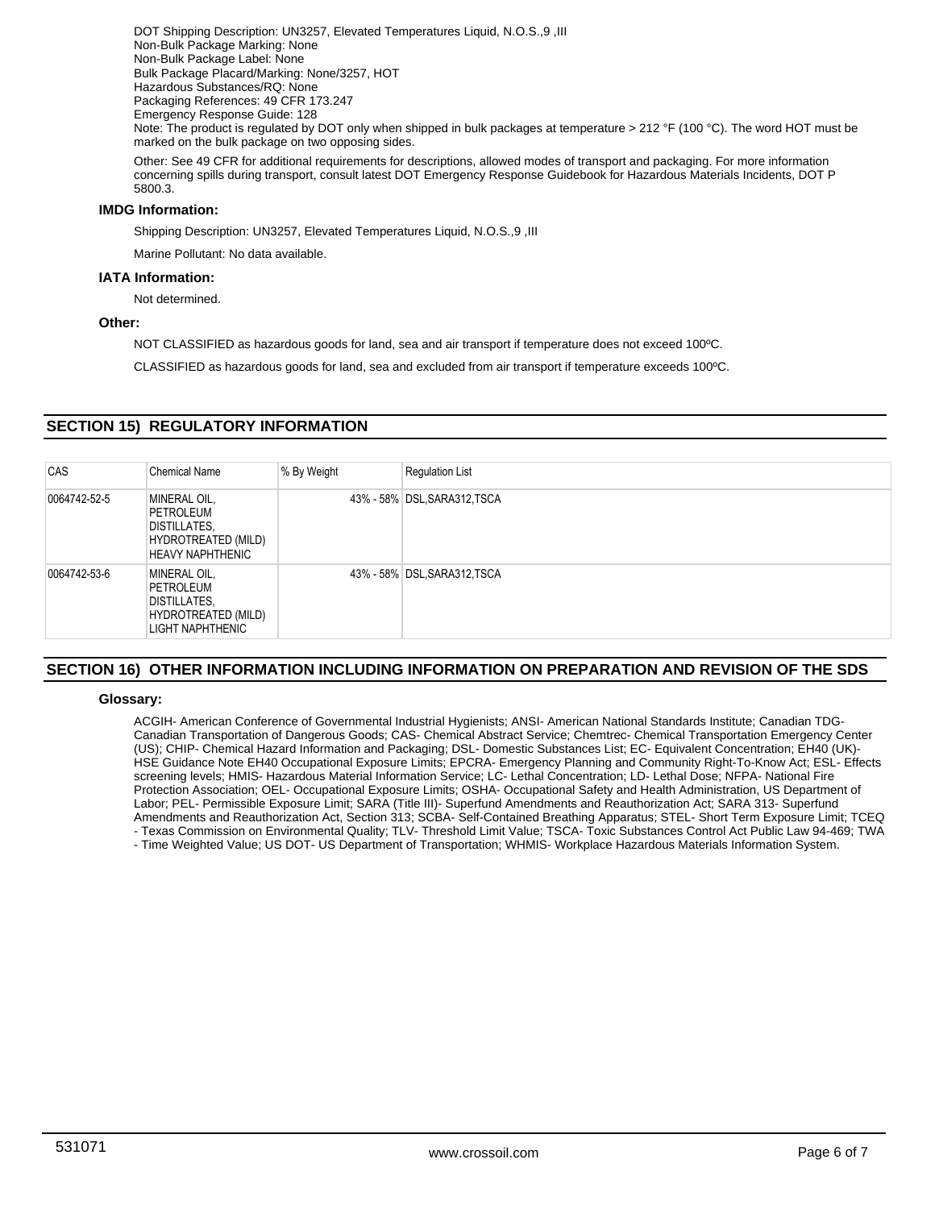DOT Shipping Description: UN3257, Elevated Temperatures Liquid, N.O.S.,9 ,III
Non-Bulk Package Marking: None
Non-Bulk Package Label: None
Bulk Package Placard/Marking: None/3257, HOT
Hazardous Substances/RQ: None
Packaging References: 49 CFR 173.247
Emergency Response Guide: 128
Note: The product is regulated by DOT only when shipped in bulk packages at temperature > 212 °F (100 °C). The word HOT must be marked on the bulk package on two opposing sides.

Other: See 49 CFR for additional requirements for descriptions, allowed modes of transport and packaging. For more information concerning spills during transport, consult latest DOT Emergency Response Guidebook for Hazardous Materials Incidents, DOT P 5800.3.

### IMDG Information:

Shipping Description: UN3257, Elevated Temperatures Liquid, N.O.S.,9 ,III

Marine Pollutant: No data available.

### IATA Information:

Not determined.

### Other:

NOT CLASSIFIED as hazardous goods for land, sea and air transport if temperature does not exceed 100ºC.

CLASSIFIED as hazardous goods for land, sea and excluded from air transport if temperature exceeds 100ºC.

## SECTION 15) REGULATORY INFORMATION

| CAS | Chemical Name | % By Weight | Regulation List |
|---|---|---|---|
| 0064742-52-5 | MINERAL OIL, PETROLEUM DISTILLATES, HYDROTREATED (MILD) HEAVY NAPHTHENIC | 43% - 58% | DSL,SARA312,TSCA |
| 0064742-53-6 | MINERAL OIL, PETROLEUM DISTILLATES, HYDROTREATED (MILD) LIGHT NAPHTHENIC | 43% - 58% | DSL,SARA312,TSCA |

## SECTION 16) OTHER INFORMATION INCLUDING INFORMATION ON PREPARATION AND REVISION OF THE SDS

### Glossary:

ACGIH- American Conference of Governmental Industrial Hygienists; ANSI- American National Standards Institute; Canadian TDG- Canadian Transportation of Dangerous Goods; CAS- Chemical Abstract Service; Chemtrec- Chemical Transportation Emergency Center (US); CHIP- Chemical Hazard Information and Packaging; DSL- Domestic Substances List; EC- Equivalent Concentration; EH40 (UK)- HSE Guidance Note EH40 Occupational Exposure Limits; EPCRA- Emergency Planning and Community Right-To-Know Act; ESL- Effects screening levels; HMIS- Hazardous Material Information Service; LC- Lethal Concentration; LD- Lethal Dose; NFPA- National Fire Protection Association; OEL- Occupational Exposure Limits; OSHA- Occupational Safety and Health Administration, US Department of Labor; PEL- Permissible Exposure Limit; SARA (Title III)- Superfund Amendments and Reauthorization Act; SARA 313- Superfund Amendments and Reauthorization Act, Section 313; SCBA- Self-Contained Breathing Apparatus; STEL- Short Term Exposure Limit; TCEQ - Texas Commission on Environmental Quality; TLV- Threshold Limit Value; TSCA- Toxic Substances Control Act Public Law 94-469; TWA - Time Weighted Value; US DOT- US Department of Transportation; WHMIS- Workplace Hazardous Materials Information System.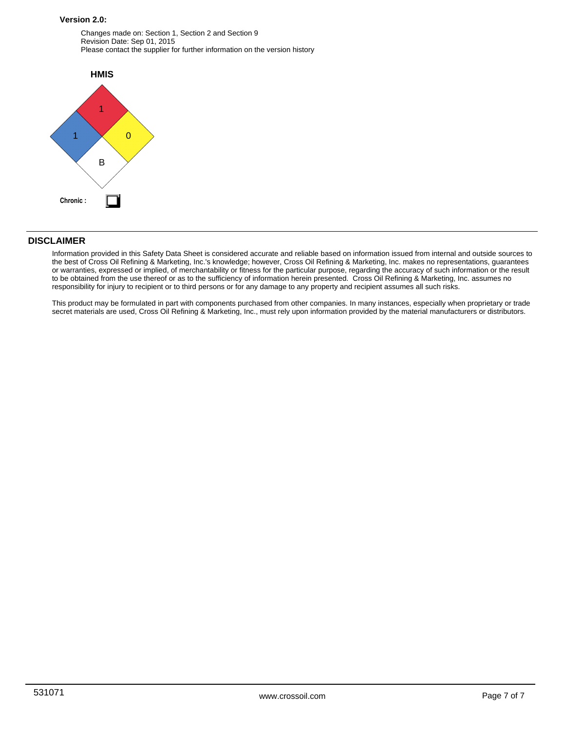**Version 2.0:**

Changes made on: Section 1, Section 2 and Section 9
Revision Date: Sep 01, 2015
Please contact the supplier for further information on the version history

**HMIS**

1

1

0

B

**Chronic :**

## DISCLAIMER

Information provided in this Safety Data Sheet is considered accurate and reliable based on information issued from internal and outside sources to the best of Cross Oil Refining & Marketing, Inc.'s knowledge; however, Cross Oil Refining & Marketing, Inc. makes no representations, guarantees or warranties, expressed or implied, of merchantability or fitness for the particular purpose, regarding the accuracy of such information or the result to be obtained from the use thereof or as to the sufficiency of information herein presented. Cross Oil Refining & Marketing, Inc. assumes no responsibility for injury to recipient or to third persons or for any damage to any property and recipient assumes all such risks.

This product may be formulated in part with components purchased from other companies. In many instances, especially when proprietary or trade secret materials are used, Cross Oil Refining & Marketing, Inc., must rely upon information provided by the material manufacturers or distributors.